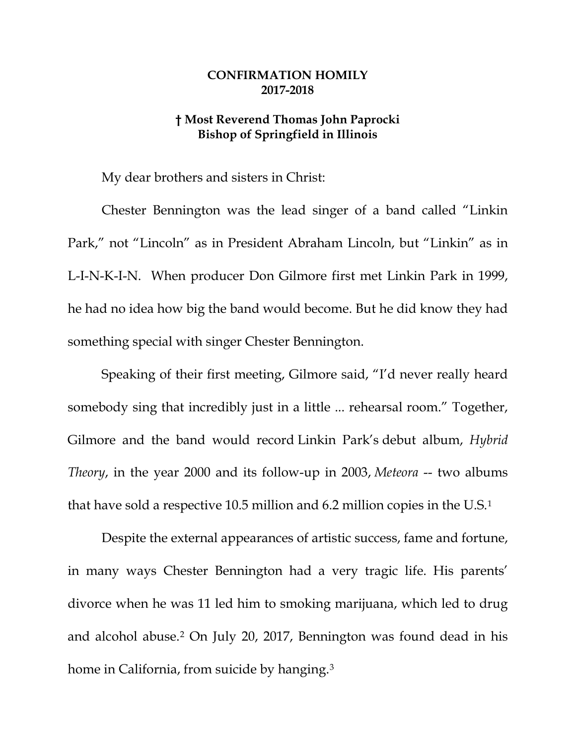# CONFIRMATION HOMILY
# 2017-2018

## † Most Reverend Thomas John Paprocki
## Bishop of Springfield in Illinois

My dear brothers and sisters in Christ:

Chester Bennington was the lead singer of a band called "Linkin Park," not "Lincoln" as in President Abraham Lincoln, but "Linkin" as in L-I-N-K-I-N. When producer Don Gilmore first met Linkin Park in 1999, he had no idea how big the band would become. But he did know they had something special with singer Chester Bennington.

Speaking of their first meeting, Gilmore said, "I'd never really heard somebody sing that incredibly just in a little ... rehearsal room." Together, Gilmore and the band would record Linkin Park's debut album, *Hybrid Theory*, in the year 2000 and its follow-up in 2003, *Meteora* -- two albums that have sold a respective 10.5 million and 6.2 million copies in the U.S.[1]

Despite the external appearances of artistic success, fame and fortune, in many ways Chester Bennington had a very tragic life. His parents' divorce when he was 11 led him to smoking marijuana, which led to drug and alcohol abuse.[2] On July 20, 2017, Bennington was found dead in his home in California, from suicide by hanging.[3]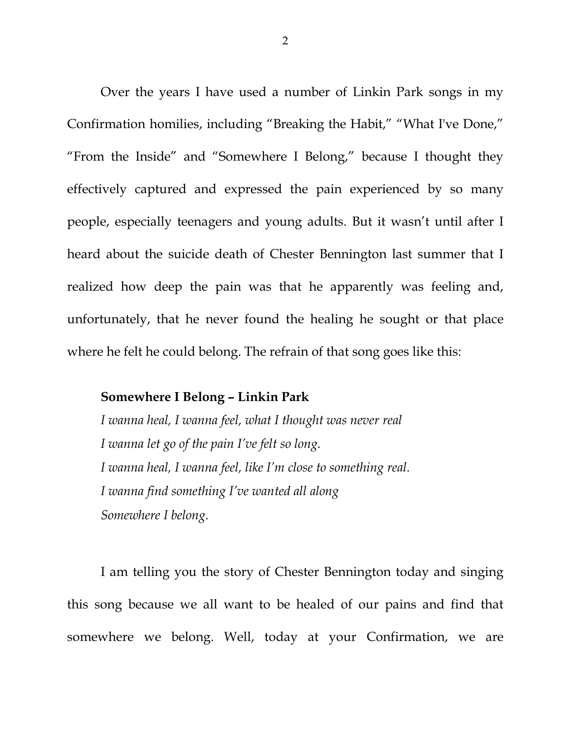Over the years I have used a number of Linkin Park songs in my Confirmation homilies, including "Breaking the Habit," "What I've Done," "From the Inside" and "Somewhere I Belong," because I thought they effectively captured and expressed the pain experienced by so many people, especially teenagers and young adults. But it wasn't until after I heard about the suicide death of Chester Bennington last summer that I realized how deep the pain was that he apparently was feeling and, unfortunately, that he never found the healing he sought or that place where he felt he could belong. The refrain of that song goes like this:

**Somewhere I Belong – Linkin Park**
*I wanna heal, I wanna feel, what I thought was never real*
*I wanna let go of the pain I've felt so long.*
*I wanna heal, I wanna feel, like I'm close to something real.*
*I wanna find something I've wanted all along*
*Somewhere I belong.*

I am telling you the story of Chester Bennington today and singing this song because we all want to be healed of our pains and find that somewhere we belong. Well, today at your Confirmation, we are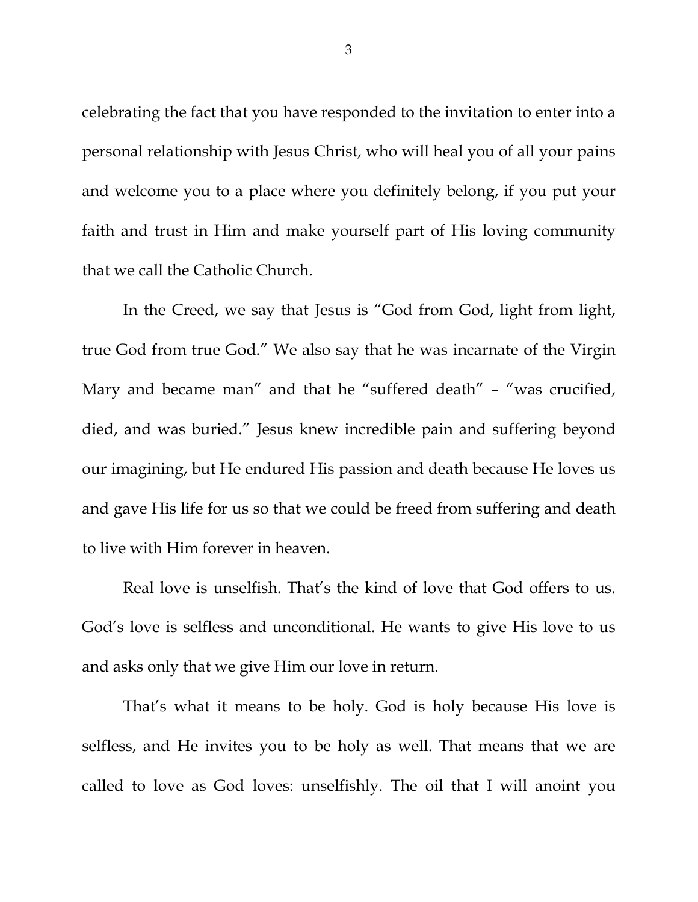celebrating the fact that you have responded to the invitation to enter into a personal relationship with Jesus Christ, who will heal you of all your pains and welcome you to a place where you definitely belong, if you put your faith and trust in Him and make yourself part of His loving community that we call the Catholic Church.

In the Creed, we say that Jesus is "God from God, light from light, true God from true God." We also say that he was incarnate of the Virgin Mary and became man" and that he "suffered death" – "was crucified, died, and was buried." Jesus knew incredible pain and suffering beyond our imagining, but He endured His passion and death because He loves us and gave His life for us so that we could be freed from suffering and death to live with Him forever in heaven.

Real love is unselfish. That's the kind of love that God offers to us. God's love is selfless and unconditional. He wants to give His love to us and asks only that we give Him our love in return.

That's what it means to be holy. God is holy because His love is selfless, and He invites you to be holy as well. That means that we are called to love as God loves: unselfishly. The oil that I will anoint you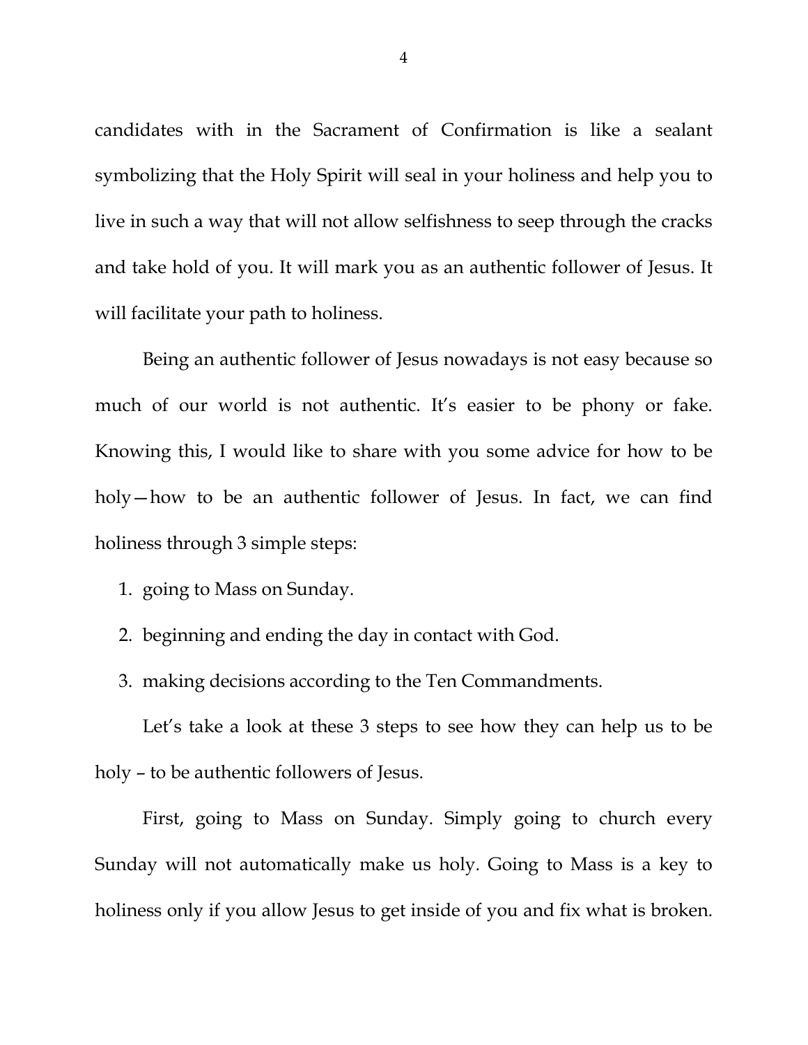candidates with in the Sacrament of Confirmation is like a sealant symbolizing that the Holy Spirit will seal in your holiness and help you to live in such a way that will not allow selfishness to seep through the cracks and take hold of you. It will mark you as an authentic follower of Jesus. It will facilitate your path to holiness.

Being an authentic follower of Jesus nowadays is not easy because so much of our world is not authentic. It's easier to be phony or fake. Knowing this, I would like to share with you some advice for how to be holy—how to be an authentic follower of Jesus. In fact, we can find holiness through 3 simple steps:

1. going to Mass on Sunday.
2. beginning and ending the day in contact with God.
3. making decisions according to the Ten Commandments.

Let's take a look at these 3 steps to see how they can help us to be holy – to be authentic followers of Jesus.

First, going to Mass on Sunday. Simply going to church every Sunday will not automatically make us holy. Going to Mass is a key to holiness only if you allow Jesus to get inside of you and fix what is broken.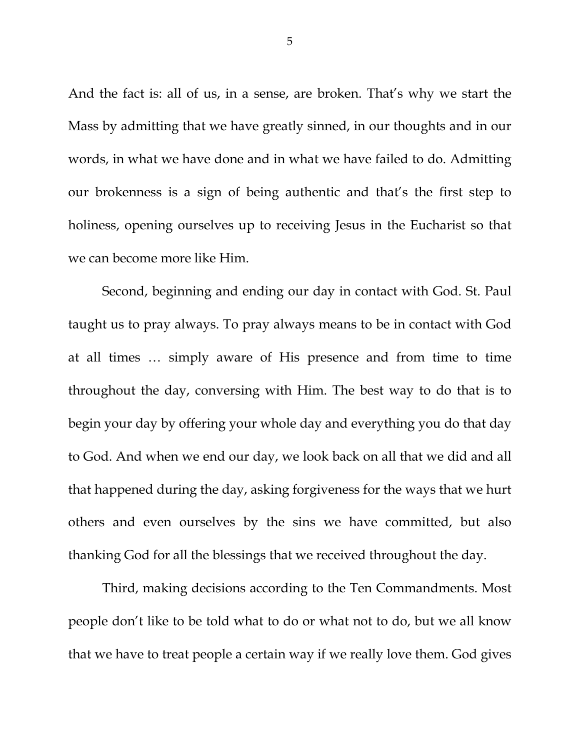And the fact is: all of us, in a sense, are broken. That's why we start the Mass by admitting that we have greatly sinned, in our thoughts and in our words, in what we have done and in what we have failed to do. Admitting our brokenness is a sign of being authentic and that's the first step to holiness, opening ourselves up to receiving Jesus in the Eucharist so that we can become more like Him.

Second, beginning and ending our day in contact with God. St. Paul taught us to pray always. To pray always means to be in contact with God at all times … simply aware of His presence and from time to time throughout the day, conversing with Him. The best way to do that is to begin your day by offering your whole day and everything you do that day to God. And when we end our day, we look back on all that we did and all that happened during the day, asking forgiveness for the ways that we hurt others and even ourselves by the sins we have committed, but also thanking God for all the blessings that we received throughout the day.

Third, making decisions according to the Ten Commandments. Most people don't like to be told what to do or what not to do, but we all know that we have to treat people a certain way if we really love them. God gives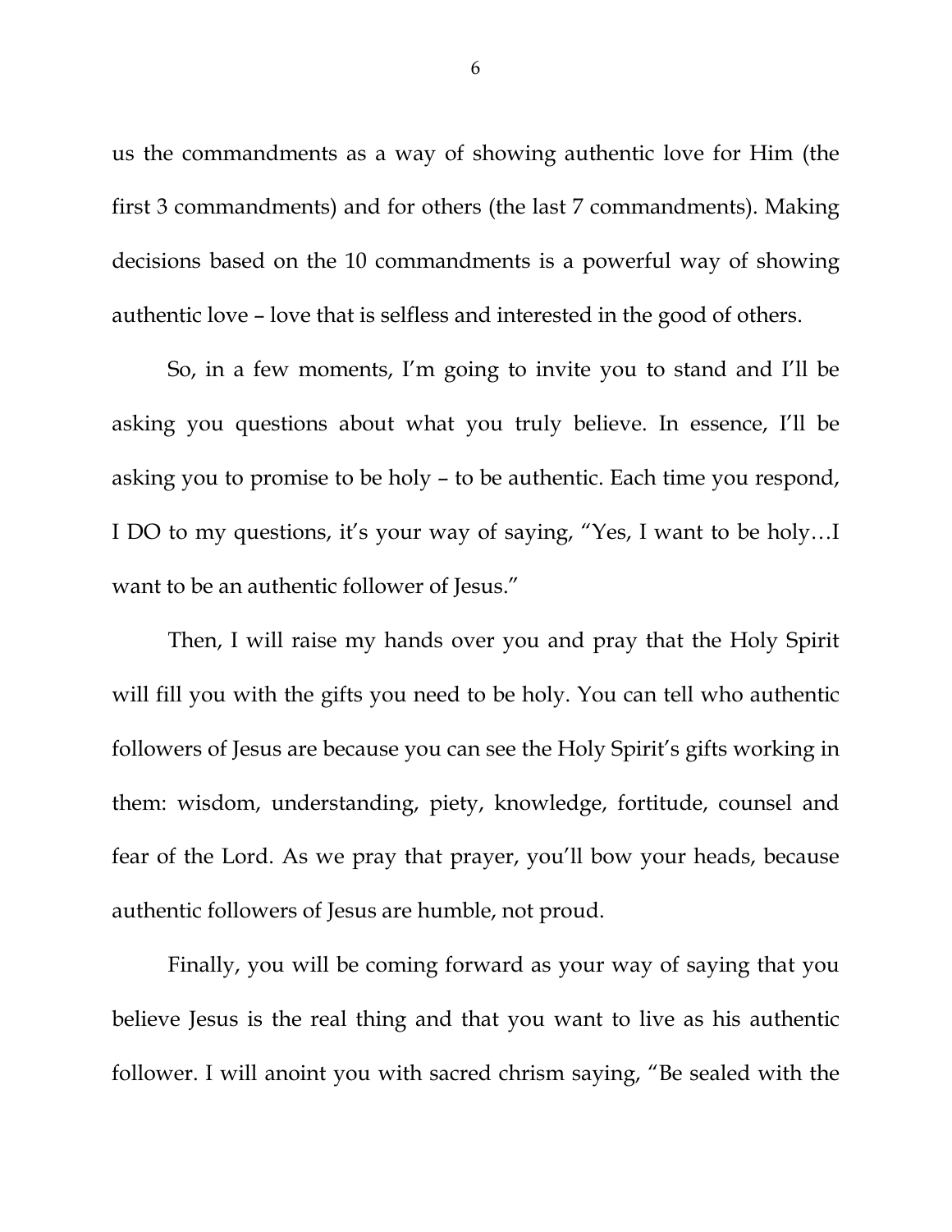us the commandments as a way of showing authentic love for Him (the first 3 commandments) and for others (the last 7 commandments). Making decisions based on the 10 commandments is a powerful way of showing authentic love – love that is selfless and interested in the good of others.

So, in a few moments, I'm going to invite you to stand and I'll be asking you questions about what you truly believe. In essence, I'll be asking you to promise to be holy – to be authentic. Each time you respond, I DO to my questions, it's your way of saying, "Yes, I want to be holy…I want to be an authentic follower of Jesus."

Then, I will raise my hands over you and pray that the Holy Spirit will fill you with the gifts you need to be holy. You can tell who authentic followers of Jesus are because you can see the Holy Spirit's gifts working in them: wisdom, understanding, piety, knowledge, fortitude, counsel and fear of the Lord. As we pray that prayer, you'll bow your heads, because authentic followers of Jesus are humble, not proud.

Finally, you will be coming forward as your way of saying that you believe Jesus is the real thing and that you want to live as his authentic follower. I will anoint you with sacred chrism saying, "Be sealed with the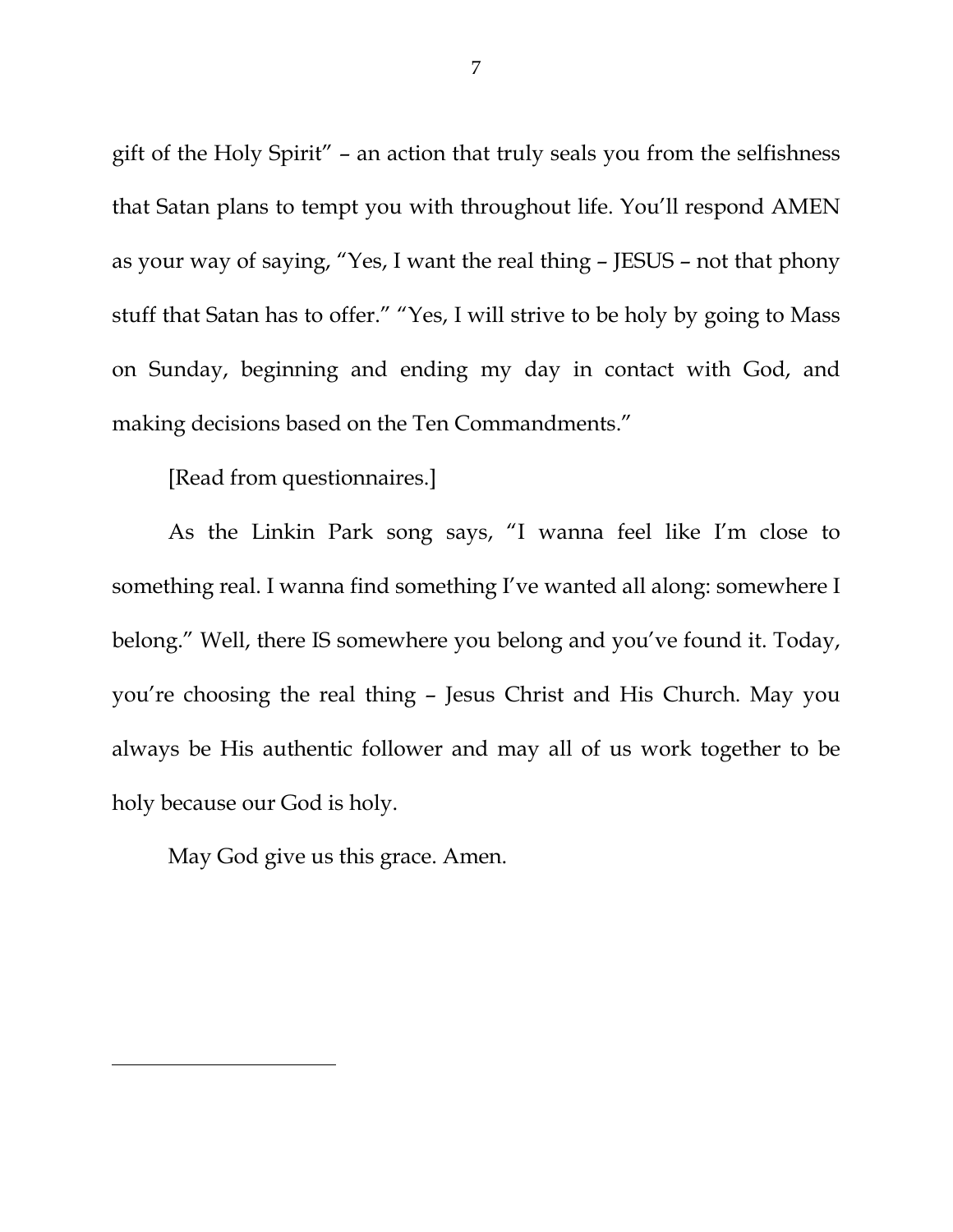gift of the Holy Spirit" – an action that truly seals you from the selfishness that Satan plans to tempt you with throughout life. You'll respond AMEN as your way of saying, "Yes, I want the real thing – JESUS – not that phony stuff that Satan has to offer." "Yes, I will strive to be holy by going to Mass on Sunday, beginning and ending my day in contact with God, and making decisions based on the Ten Commandments."

[Read from questionnaires.]

As the Linkin Park song says, "I wanna feel like I'm close to something real. I wanna find something I've wanted all along: somewhere I belong." Well, there IS somewhere you belong and you've found it. Today, you're choosing the real thing – Jesus Christ and His Church. May you always be His authentic follower and may all of us work together to be holy because our God is holy.

May God give us this grace. Amen.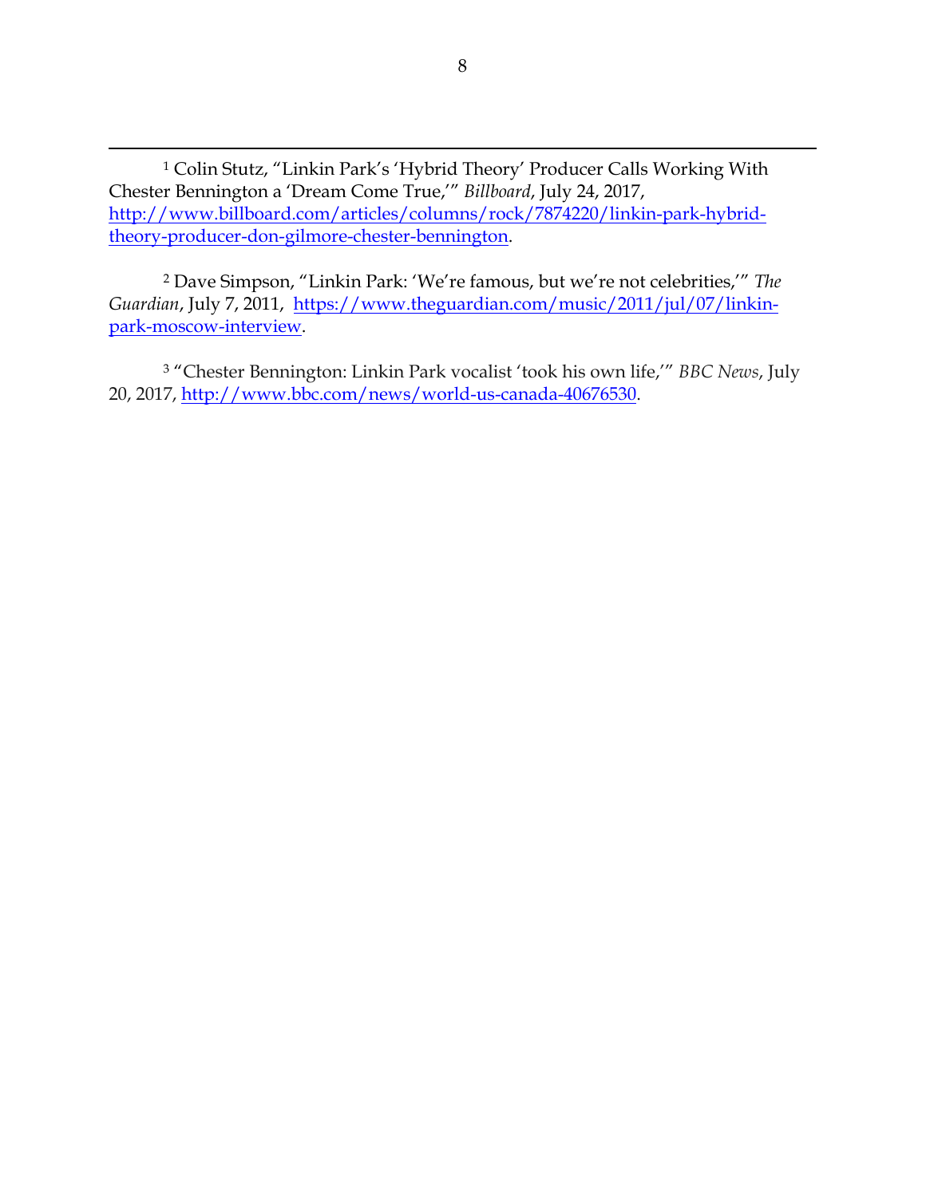---

[1] Colin Stutz, "Linkin Park's 'Hybrid Theory' Producer Calls Working With Chester Bennington a 'Dream Come True,'" *Billboard*, July 24, 2017, http://www.billboard.com/articles/columns/rock/7874220/linkin-park-hybrid-theory-producer-don-gilmore-chester-bennington.

[2] Dave Simpson, "Linkin Park: 'We're famous, but we're not celebrities,'" *The Guardian*, July 7, 2011, https://www.theguardian.com/music/2011/jul/07/linkin-park-moscow-interview.

[3] "Chester Bennington: Linkin Park vocalist 'took his own life,'" *BBC News*, July 20, 2017, http://www.bbc.com/news/world-us-canada-40676530.